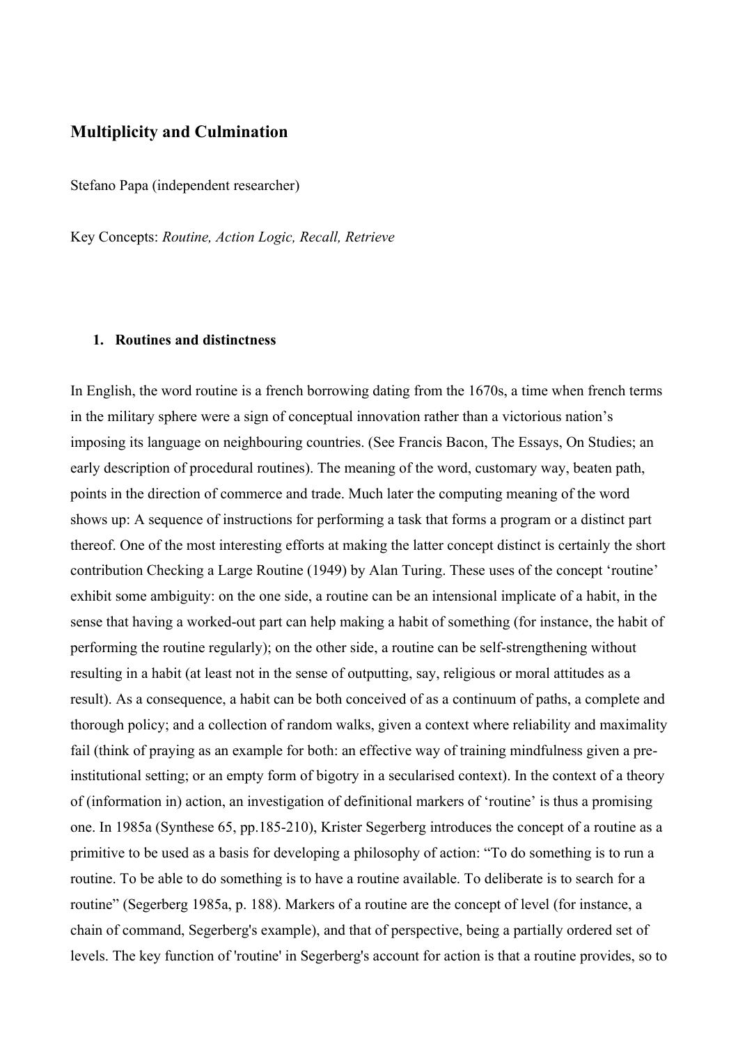# Multiplicity and Culmination

Stefano Papa (independent researcher)

Key Concepts: *Routine, Action Logic, Recall, Retrieve*

## 1. Routines and distinctness

In English, the word routine is a french borrowing dating from the 1670s, a time when french terms in the military sphere were a sign of conceptual innovation rather than a victorious nation's imposing its language on neighbouring countries. (See Francis Bacon, The Essays, On Studies; an early description of procedural routines). The meaning of the word, customary way, beaten path, points in the direction of commerce and trade. Much later the computing meaning of the word shows up: A sequence of instructions for performing a task that forms a program or a distinct part thereof. One of the most interesting efforts at making the latter concept distinct is certainly the short contribution Checking a Large Routine (1949) by Alan Turing. These uses of the concept 'routine' exhibit some ambiguity: on the one side, a routine can be an intensional implicate of a habit, in the sense that having a worked-out part can help making a habit of something (for instance, the habit of performing the routine regularly); on the other side, a routine can be self-strengthening without resulting in a habit (at least not in the sense of outputting, say, religious or moral attitudes as a result). As a consequence, a habit can be both conceived of as a continuum of paths, a complete and thorough policy; and a collection of random walks, given a context where reliability and maximality fail (think of praying as an example for both: an effective way of training mindfulness given a pre-institutional setting; or an empty form of bigotry in a secularised context). In the context of a theory of (information in) action, an investigation of definitional markers of 'routine' is thus a promising one. In 1985a (Synthese 65, pp.185-210), Krister Segerberg introduces the concept of a routine as a primitive to be used as a basis for developing a philosophy of action: "To do something is to run a routine. To be able to do something is to have a routine available. To deliberate is to search for a routine" (Segerberg 1985a, p. 188). Markers of a routine are the concept of level (for instance, a chain of command, Segerberg's example), and that of perspective, being a partially ordered set of levels. The key function of 'routine' in Segerberg's account for action is that a routine provides, so to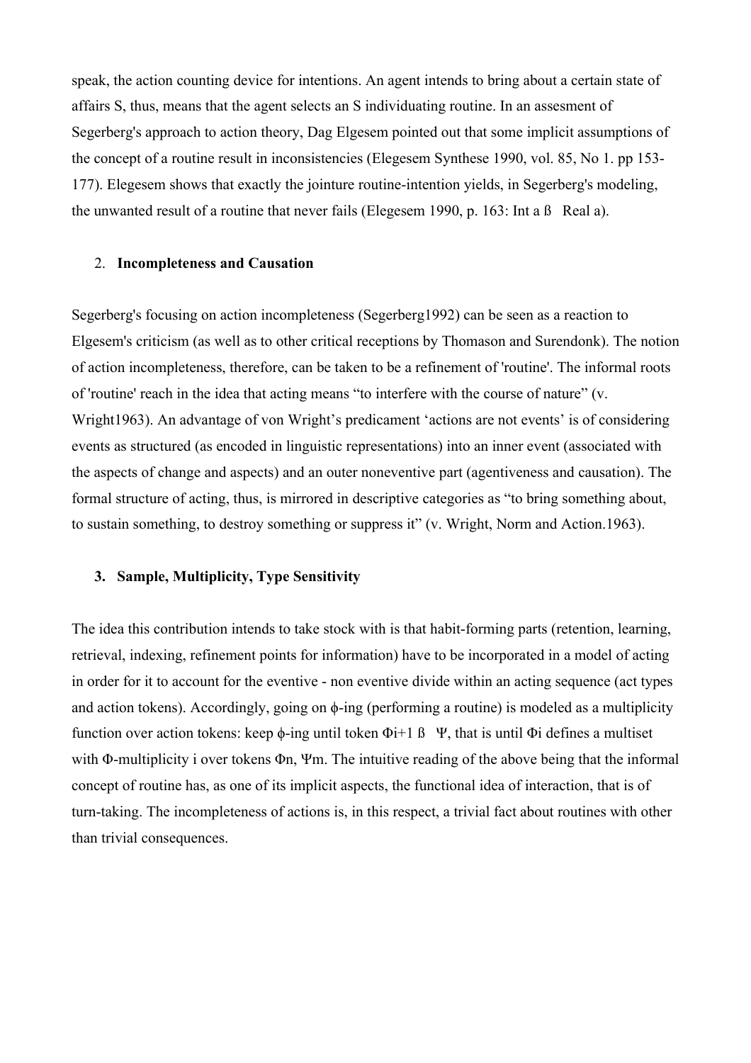speak, the action counting device for intentions. An agent intends to bring about a certain state of affairs S, thus, means that the agent selects an S individuating routine. In an assesment of Segerberg's approach to action theory, Dag Elgesem pointed out that some implicit assumptions of the concept of a routine result in inconsistencies (Elegesem Synthese 1990, vol. 85, No 1. pp 153-177). Elegesem shows that exactly the jointure routine-intention yields, in Segerberg's modeling, the unwanted result of a routine that never fails (Elegesem 1990, p. 163: Int a ß  Real a).

2. **Incompleteness and Causation**

Segerberg's focusing on action incompleteness (Segerberg1992) can be seen as a reaction to Elgesem's criticism (as well as to other critical receptions by Thomason and Surendonk). The notion of action incompleteness, therefore, can be taken to be a refinement of 'routine'. The informal roots of 'routine' reach in the idea that acting means "to interfere with the course of nature" (v. Wright1963). An advantage of von Wright's predicament 'actions are not events' is of considering events as structured (as encoded in linguistic representations) into an inner event (associated with the aspects of change and aspects) and an outer noneventive part (agentiveness and causation). The formal structure of acting, thus, is mirrored in descriptive categories as "to bring something about, to sustain something, to destroy something or suppress it" (v. Wright, Norm and Action.1963).

3. **Sample, Multiplicity, Type Sensitivity**

The idea this contribution intends to take stock with is that habit-forming parts (retention, learning, retrieval, indexing, refinement points for information) have to be incorporated in a model of acting in order for it to account for the eventive - non eventive divide within an acting sequence (act types and action tokens). Accordingly, going on $\phi$-ing (performing a routine) is modeled as a multiplicity function over action tokens: keep $\phi$-ing until token $\Phi_{i+1}$ ß  $\Psi$, that is until $\Phi_i$ defines a multiset with $\Phi$-multiplicity i over tokens $\Phi_n$, $\Psi_m$. The intuitive reading of the above being that the informal concept of routine has, as one of its implicit aspects, the functional idea of interaction, that is of turn-taking. The incompleteness of actions is, in this respect, a trivial fact about routines with other than trivial consequences.